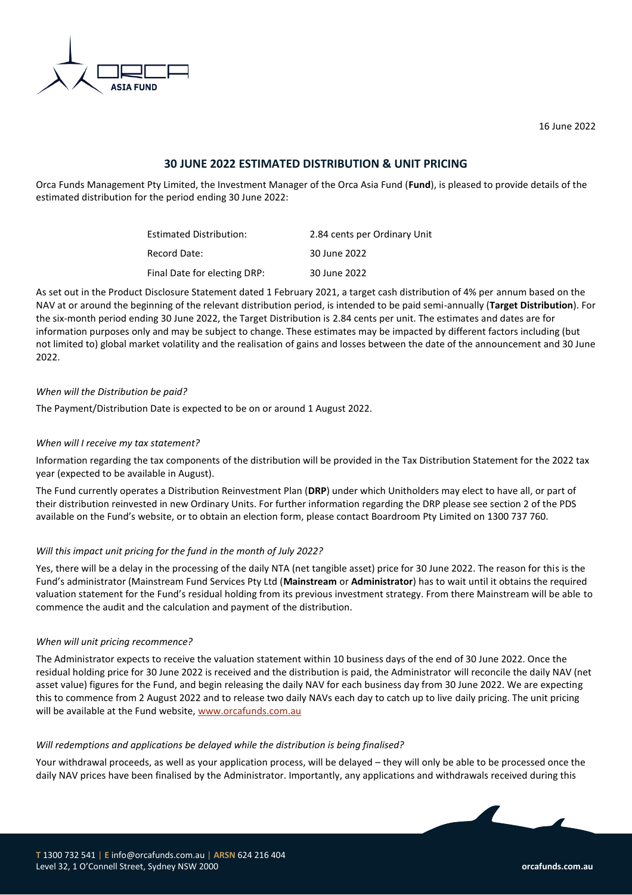16 June 2022

## 30 JUNE 2022 ESTIMATED DISTRIBUTION & UNIT PRICING

Orca Funds Management Pty Limited, the Investment Manager of the Orca Asia Fund (**Fund**), is pleased to provide details of the estimated distribution for the period ending 30 June 2022:

| | |
|---|---|
| Estimated Distribution: | 2.84 cents per Ordinary Unit |
| Record Date: | 30 June 2022 |
| Final Date for electing DRP: | 30 June 2022 |

As set out in the Product Disclosure Statement dated 1 February 2021, a target cash distribution of 4% per annum based on the NAV at or around the beginning of the relevant distribution period, is intended to be paid semi-annually (**Target Distribution**). For the six-month period ending 30 June 2022, the Target Distribution is 2.84 cents per unit. The estimates and dates are for information purposes only and may be subject to change. These estimates may be impacted by different factors including (but not limited to) global market volatility and the realisation of gains and losses between the date of the announcement and 30 June 2022.

*When will the Distribution be paid?*

The Payment/Distribution Date is expected to be on or around 1 August 2022.

*When will I receive my tax statement?*

Information regarding the tax components of the distribution will be provided in the Tax Distribution Statement for the 2022 tax year (expected to be available in August).

The Fund currently operates a Distribution Reinvestment Plan (**DRP**) under which Unitholders may elect to have all, or part of their distribution reinvested in new Ordinary Units. For further information regarding the DRP please see section 2 of the PDS available on the Fund's website, or to obtain an election form, please contact Boardroom Pty Limited on 1300 737 760.

*Will this impact unit pricing for the fund in the month of July 2022?*

Yes, there will be a delay in the processing of the daily NTA (net tangible asset) price for 30 June 2022. The reason for this is the Fund's administrator (Mainstream Fund Services Pty Ltd (**Mainstream** or **Administrator**) has to wait until it obtains the required valuation statement for the Fund's residual holding from its previous investment strategy. From there Mainstream will be able to commence the audit and the calculation and payment of the distribution.

*When will unit pricing recommence?*

The Administrator expects to receive the valuation statement within 10 business days of the end of 30 June 2022. Once the residual holding price for 30 June 2022 is received and the distribution is paid, the Administrator will reconcile the daily NAV (net asset value) figures for the Fund, and begin releasing the daily NAV for each business day from 30 June 2022. We are expecting this to commence from 2 August 2022 and to release two daily NAVs each day to catch up to live daily pricing. The unit pricing will be available at the Fund website, www.orcafunds.com.au

*Will redemptions and applications be delayed while the distribution is being finalised?*

Your withdrawal proceeds, as well as your application process, will be delayed – they will only be able to be processed once the daily NAV prices have been finalised by the Administrator. Importantly, any applications and withdrawals received during this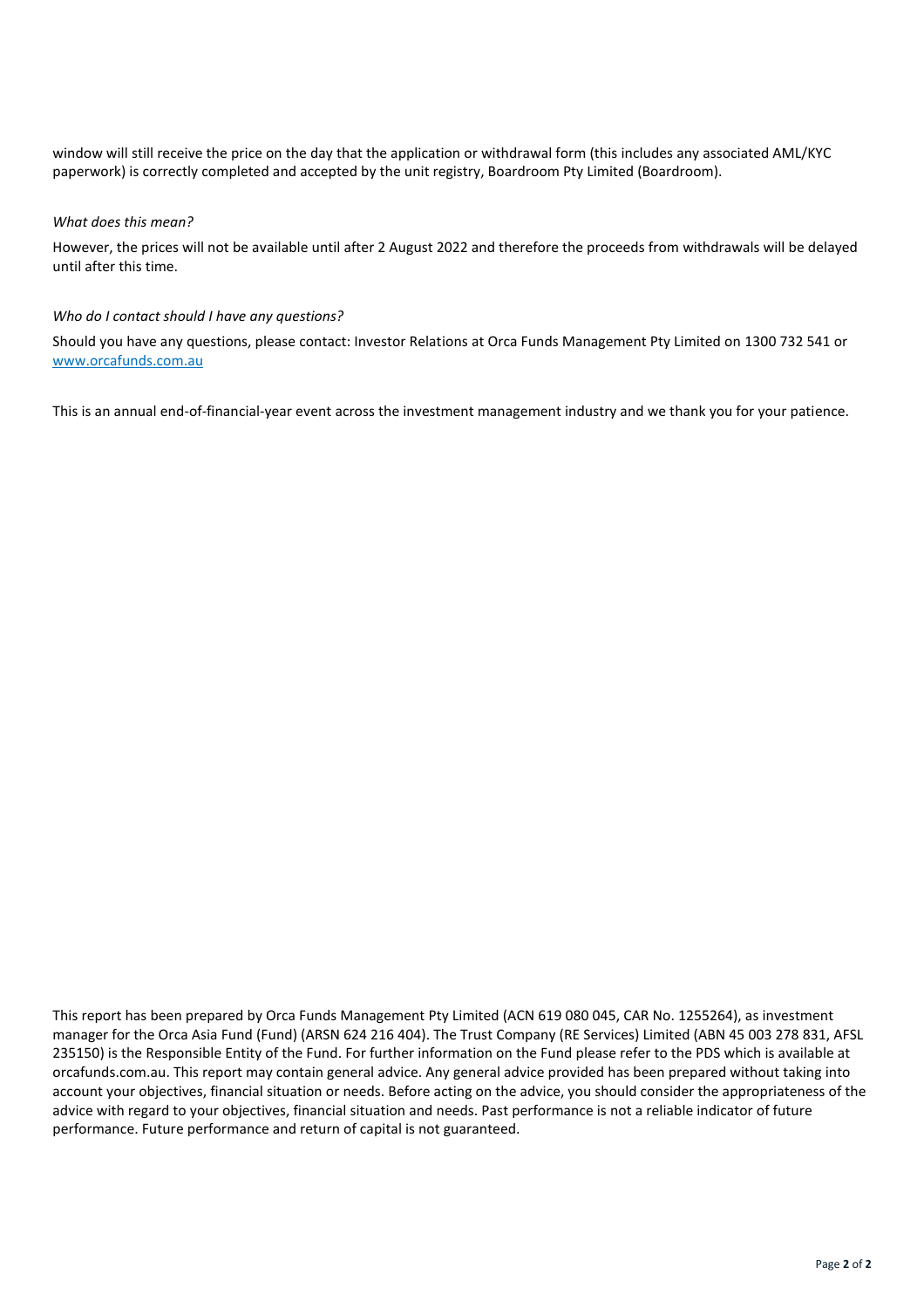window will still receive the price on the day that the application or withdrawal form (this includes any associated AML/KYC paperwork) is correctly completed and accepted by the unit registry, Boardroom Pty Limited (Boardroom).

*What does this mean?*

However, the prices will not be available until after 2 August 2022 and therefore the proceeds from withdrawals will be delayed until after this time.

*Who do I contact should I have any questions?*

Should you have any questions, please contact: Investor Relations at Orca Funds Management Pty Limited on 1300 732 541 or [www.orcafunds.com.au](www.orcafunds.com.au)

This is an annual end-of-financial-year event across the investment management industry and we thank you for your patience.

This report has been prepared by Orca Funds Management Pty Limited (ACN 619 080 045, CAR No. 1255264), as investment manager for the Orca Asia Fund (Fund) (ARSN 624 216 404). The Trust Company (RE Services) Limited (ABN 45 003 278 831, AFSL 235150) is the Responsible Entity of the Fund. For further information on the Fund please refer to the PDS which is available at orcafunds.com.au. This report may contain general advice. Any general advice provided has been prepared without taking into account your objectives, financial situation or needs. Before acting on the advice, you should consider the appropriateness of the advice with regard to your objectives, financial situation and needs. Past performance is not a reliable indicator of future performance. Future performance and return of capital is not guaranteed.